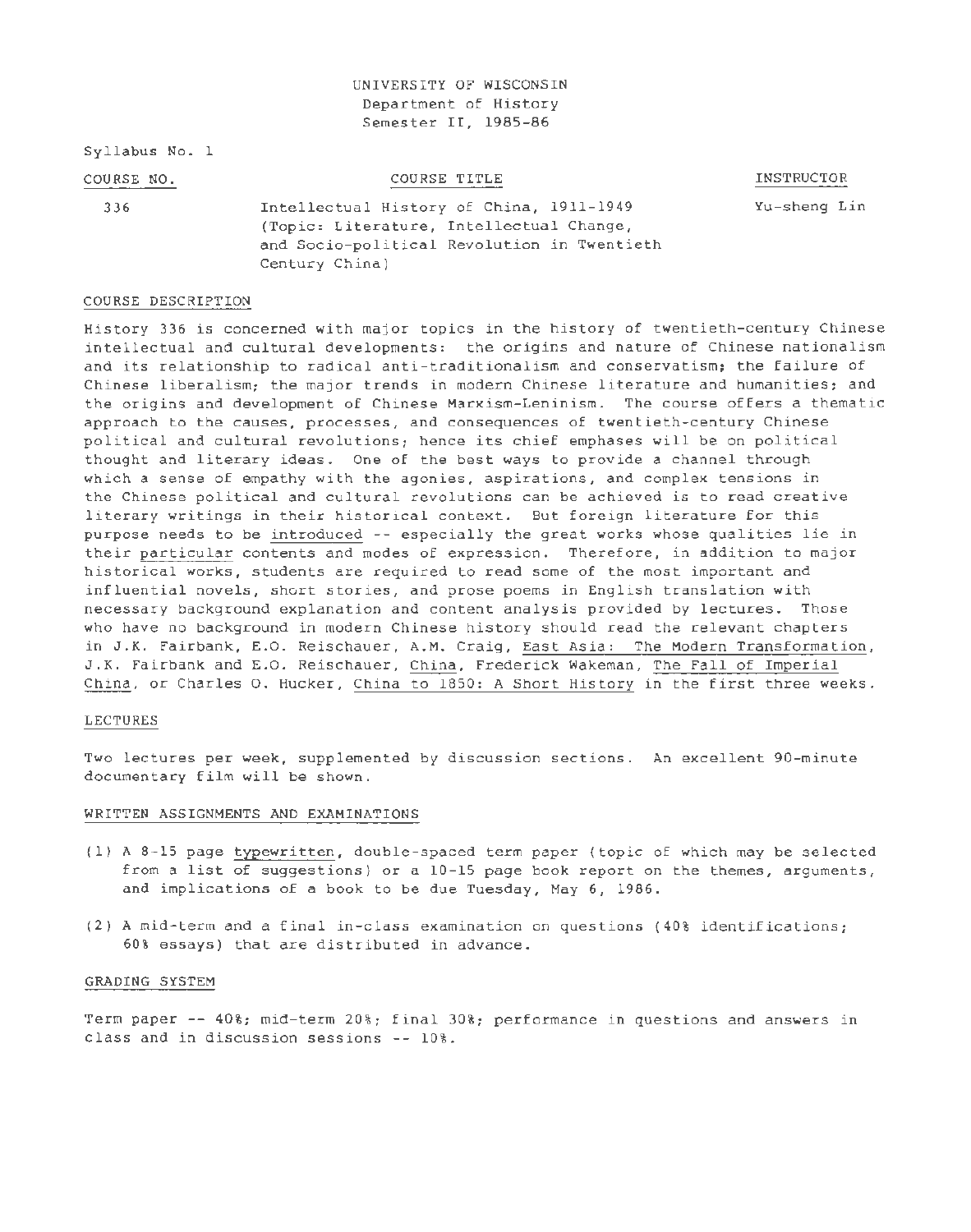UNIVERSITY OF WISCONSIN
Department of History
Semester II, 1985-86

Syllabus No. 1

| COURSE NO. | COURSE TITLE | INSTRUCTOR |
| --- | --- | --- |
| 336 | Intellectual History of China, 1911-1949 (Topic: Literature, Intellectual Change, and Socio-political Revolution in Twentieth Century China) | Yu-sheng Lin |

## COURSE DESCRIPTION

History 336 is concerned with major topics in the history of twentieth-century Chinese intellectual and cultural developments: the origins and nature of Chinese nationalism and its relationship to radical anti-traditionalism and conservatism; the failure of Chinese liberalism; the major trends in modern Chinese literature and humanities; and the origins and development of Chinese Marxism-Leninism. The course offers a thematic approach to the causes, processes, and consequences of twentieth-century Chinese political and cultural revolutions; hence its chief emphases will be on political thought and literary ideas. One of the best ways to provide a channel through which a sense of empathy with the agonies, aspirations, and complex tensions in the Chinese political and cultural revolutions can be achieved is to read creative literary writings in their historical context. But foreign literature for this purpose needs to be introduced -- especially the great works whose qualities lie in their particular contents and modes of expression. Therefore, in addition to major historical works, students are required to read some of the most important and influential novels, short stories, and prose poems in English translation with necessary background explanation and content analysis provided by lectures. Those who have no background in modern Chinese history should read the relevant chapters in J.K. Fairbank, E.O. Reischauer, A.M. Craig, East Asia: The Modern Transformation, J.K. Fairbank and E.O. Reischauer, China, Frederick Wakeman, The Fall of Imperial China, or Charles O. Hucker, China to 1850: A Short History in the first three weeks.

## LECTURES

Two lectures per week, supplemented by discussion sections. An excellent 90-minute documentary film will be shown.

## WRITTEN ASSIGNMENTS AND EXAMINATIONS

(1) A 8-15 page typewritten, double-spaced term paper (topic of which may be selected from a list of suggestions) or a 10-15 page book report on the themes, arguments, and implications of a book to be due Tuesday, May 6, 1986.

(2) A mid-term and a final in-class examination on questions (40% identifications; 60% essays) that are distributed in advance.

## GRADING SYSTEM

Term paper -- 40%; mid-term 20%; final 30%; performance in questions and answers in class and in discussion sessions -- 10%.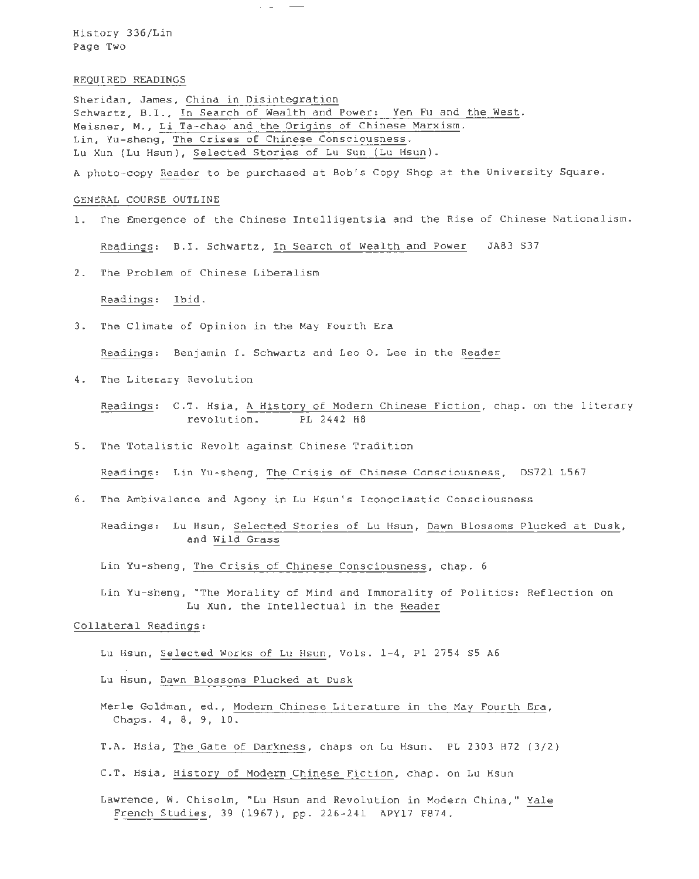## REQUIRED READINGS

Sheridan, James, China in Disintegration
Schwartz, B.I., In Search of Wealth and Power: Yen Fu and the West.
Meisner, M., Li Ta-chao and the Origins of Chinese Marxism.
Lin, Yu-sheng, The Crises of Chinese Consciousness.
Lu Xun (Lu Hsun), Selected Stories of Lu Sun (Lu Hsun).

A photo-copy Reader to be purchased at Bob's Copy Shop at the University Square.

## GENERAL COURSE OUTLINE

1. The Emergence of the Chinese Intelligentsia and the Rise of Chinese Nationalism.

   Readings: B.I. Schwartz, In Search of Wealth and Power JA83 S37

2. The Problem of Chinese Liberalism

   Readings: Ibid.

3. The Climate of Opinion in the May Fourth Era

   Readings: Benjamin I. Schwartz and Leo O. Lee in the Reader

4. The Literary Revolution

   Readings: C.T. Hsia, A History of Modern Chinese Fiction, chap. on the literary revolution. PL 2442 H8

5. The Totalistic Revolt against Chinese Tradition

   Readings: Lin Yu-sheng, The Crisis of Chinese Consciousness, DS721 L567

6. The Ambivalence and Agony in Lu Hsun's Iconoclastic Consciousness

   Readings: Lu Hsun, Selected Stories of Lu Hsun, Dawn Blossoms Plucked at Dusk, and Wild Grass

   Lin Yu-sheng, The Crisis of Chinese Consciousness, chap. 6

   Lin Yu-sheng, "The Morality of Mind and Immorality of Politics: Reflection on Lu Xun, the Intellectual in the Reader

Collateral Readings:

Lu Hsun, Selected Works of Lu Hsun, Vols. 1-4, Pl 2754 S5 A6

Lu Hsun, Dawn Blossoms Plucked at Dusk

Merle Goldman, ed., Modern Chinese Literature in the May Fourth Era, Chaps. 4, 8, 9, 10.

T.A. Hsia, The Gate of Darkness, chaps on Lu Hsun. PL 2303 H72 (3/2)

C.T. Hsia, History of Modern Chinese Fiction, chap. on Lu Hsun

Lawrence, W. Chisolm, "Lu Hsun and Revolution in Modern China," Yale French Studies, 39 (1967), pp. 226-241 APY17 F874.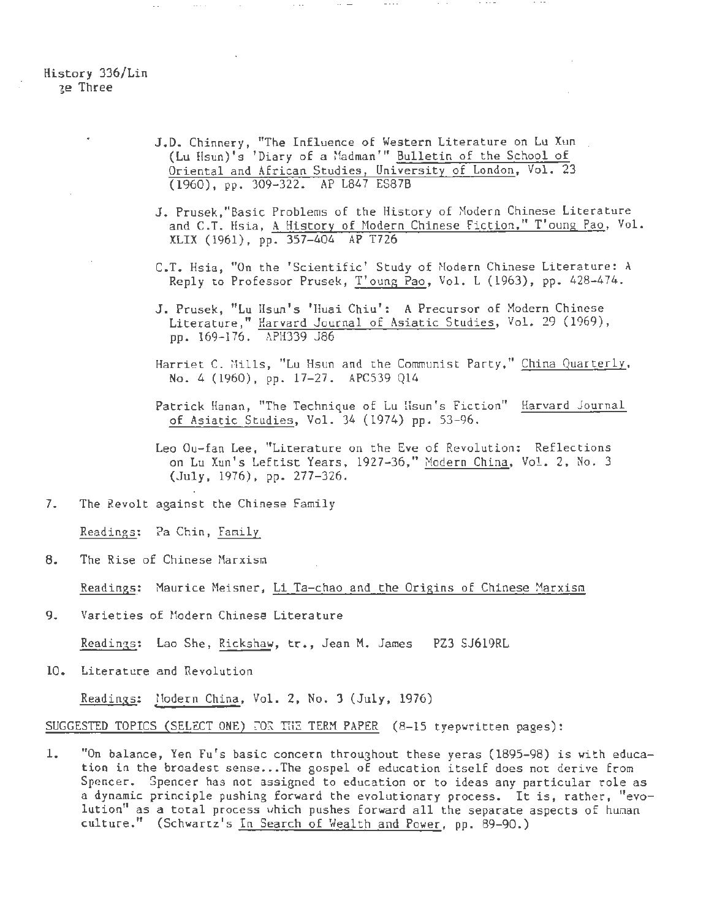- J.D. Chinnery, "The Influence of Western Literature on Lu Xun (Lu Hsun)'s 'Diary of a Madman'" Bulletin of the School of Oriental and African Studies, University of London, Vol. 23 (1960), pp. 309-322. AP L847 ES87B

- J. Prusek, "Basic Problems of the History of Modern Chinese Literature and C.T. Hsia, A History of Modern Chinese Fiction," T'oung Pao, Vol. XLIX (1961), pp. 357-404 AP T726

- C.T. Hsia, "On the 'Scientific' Study of Modern Chinese Literature: A Reply to Professor Prusek, T'oung Pao, Vol. L (1963), pp. 428-474.

- J. Prusek, "Lu Hsun's 'Huai Chiu': A Precursor of Modern Chinese Literature," Harvard Journal of Asiatic Studies, Vol. 29 (1969), pp. 169-176. APH339 J86

- Harriet C. Mills, "Lu Hsun and the Communist Party," China Quarterly, No. 4 (1960), pp. 17-27. APC539 Q14

- Patrick Hanan, "The Technique of Lu Hsun's Fiction" Harvard Journal of Asiatic Studies, Vol. 34 (1974) pp. 53-96.

- Leo Ou-fan Lee, "Literature on the Eve of Revolution: Reflections on Lu Xun's Leftist Years, 1927-36," Modern China, Vol. 2, No. 3 (July, 1976), pp. 277-326.

7. The Revolt against the Chinese Family

   Readings: Pa Chin, Family

8. The Rise of Chinese Marxism

   Readings: Maurice Meisner, Li Ta-chao and the Origins of Chinese Marxism

9. Varieties of Modern Chinese Literature

   Readings: Lao She, Rickshaw, tr., Jean M. James PZ3 SJ619RL

10. Literature and Revolution

    Readings: Modern China, Vol. 2, No. 3 (July, 1976)

SUGGESTED TOPICS (SELECT ONE) FOR THE TERM PAPER (8-15 tyepwritten pages):

1. "On balance, Yen Fu's basic concern throughout these yeras (1895-98) is with education in the broadest sense...The gospel of education itself does not derive from Spencer. Spencer has not assigned to education or to ideas any particular role as a dynamic principle pushing forward the evolutionary process. It is, rather, "evolution" as a total process which pushes forward all the separate aspects of human culture." (Schwartz's In Search of Wealth and Power, pp. 89-90.)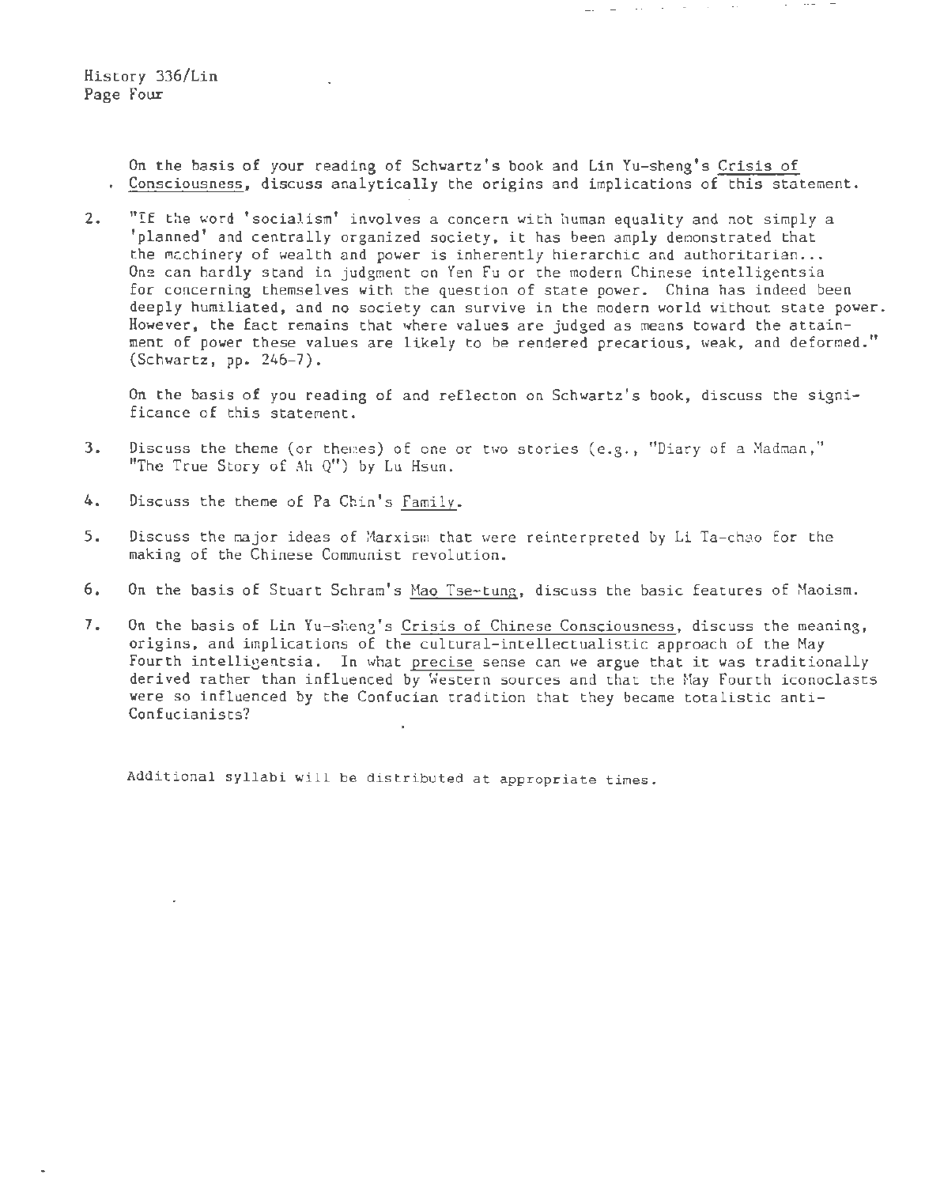On the basis of your reading of Schwartz's book and Lin Yu-sheng's Crisis of Consciousness, discuss analytically the origins and implications of this statement.

2. "If the word 'socialism' involves a concern with human equality and not simply a 'planned' and centrally organized society, it has been amply demonstrated that the machinery of wealth and power is inherently hierarchic and authoritarian... One can hardly stand in judgment on Yen Fu or the modern Chinese intelligentsia for concerning themselves with the question of state power. China has indeed been deeply humiliated, and no society can survive in the modern world without state power. However, the fact remains that where values are judged as means toward the attainment of power these values are likely to be rendered precarious, weak, and deformed." (Schwartz, pp. 246-7).

   On the basis of you reading of and reflecton on Schwartz's book, discuss the significance of this statement.

3. Discuss the theme (or themes) of one or two stories (e.g., "Diary of a Madman," "The True Story of Ah Q") by Lu Hsun.

4. Discuss the theme of Pa Chin's Family.

5. Discuss the major ideas of Marxism that were reinterpreted by Li Ta-chao for the making of the Chinese Communist revolution.

6. On the basis of Stuart Schram's Mao Tse-tung, discuss the basic features of Maoism.

7. On the basis of Lin Yu-sheng's Crisis of Chinese Consciousness, discuss the meaning, origins, and implications of the cultural-intellectualistic approach of the May Fourth intelligentsia. In what precise sense can we argue that it was traditionally derived rather than influenced by Western sources and that the May Fourth iconoclasts were so influenced by the Confucian tradition that they became totalistic anti-Confucianists?

Additional syllabi will be distributed at appropriate times.